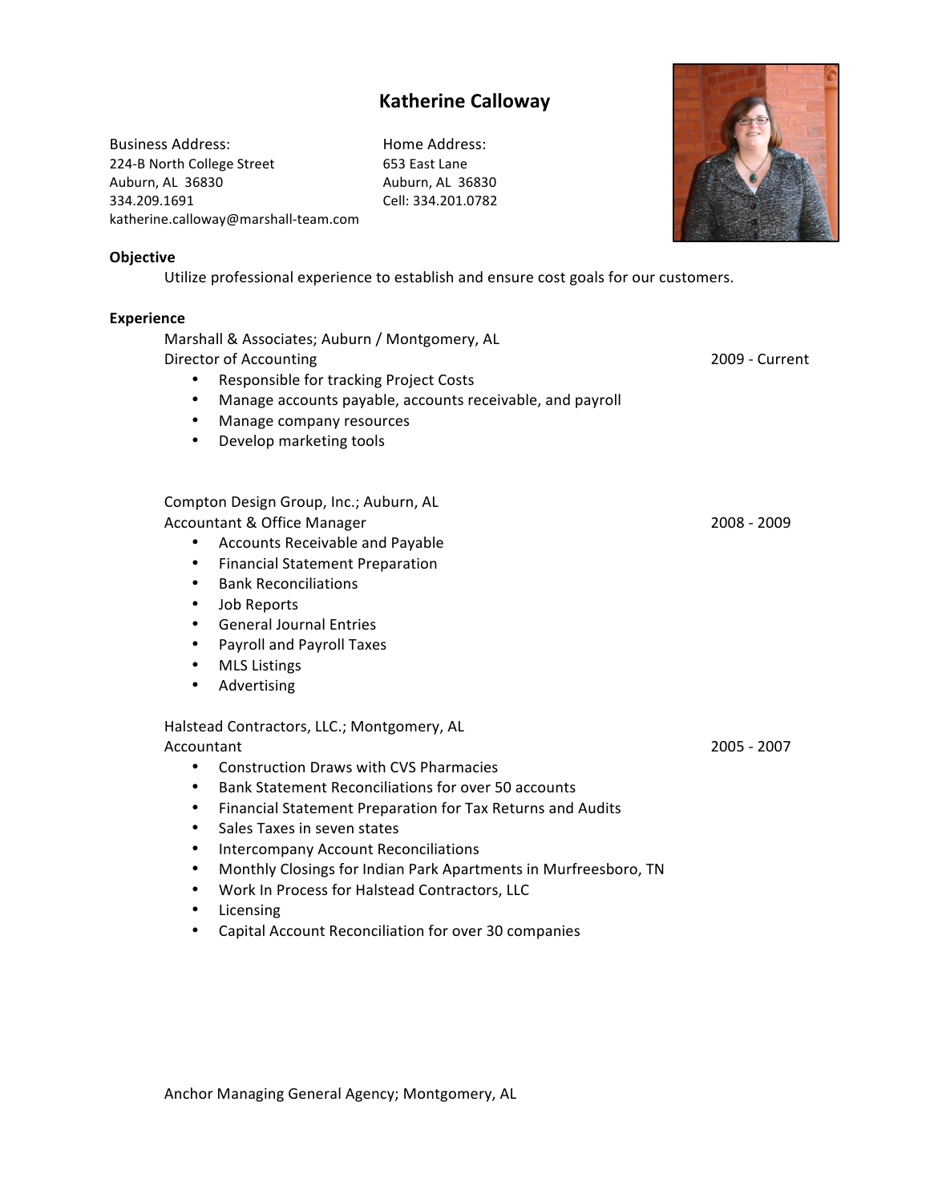# Katherine Calloway

Business Address:
224-B North College Street
Auburn, AL 36830
334.209.1691
katherine.calloway@marshall-team.com

Home Address:
653 East Lane
Auburn, AL 36830
Cell: 334.201.0782

## Objective

Utilize professional experience to establish and ensure cost goals for our customers.

## Experience

Marshall & Associates; Auburn / Montgomery, AL
Director of Accounting — 2009 - Current

- Responsible for tracking Project Costs
- Manage accounts payable, accounts receivable, and payroll
- Manage company resources
- Develop marketing tools

Compton Design Group, Inc.; Auburn, AL
Accountant & Office Manager — 2008 - 2009

- Accounts Receivable and Payable
- Financial Statement Preparation
- Bank Reconciliations
- Job Reports
- General Journal Entries
- Payroll and Payroll Taxes
- MLS Listings
- Advertising

Halstead Contractors, LLC.; Montgomery, AL
Accountant — 2005 - 2007

- Construction Draws with CVS Pharmacies
- Bank Statement Reconciliations for over 50 accounts
- Financial Statement Preparation for Tax Returns and Audits
- Sales Taxes in seven states
- Intercompany Account Reconciliations
- Monthly Closings for Indian Park Apartments in Murfreesboro, TN
- Work In Process for Halstead Contractors, LLC
- Licensing
- Capital Account Reconciliation for over 30 companies

Anchor Managing General Agency; Montgomery, AL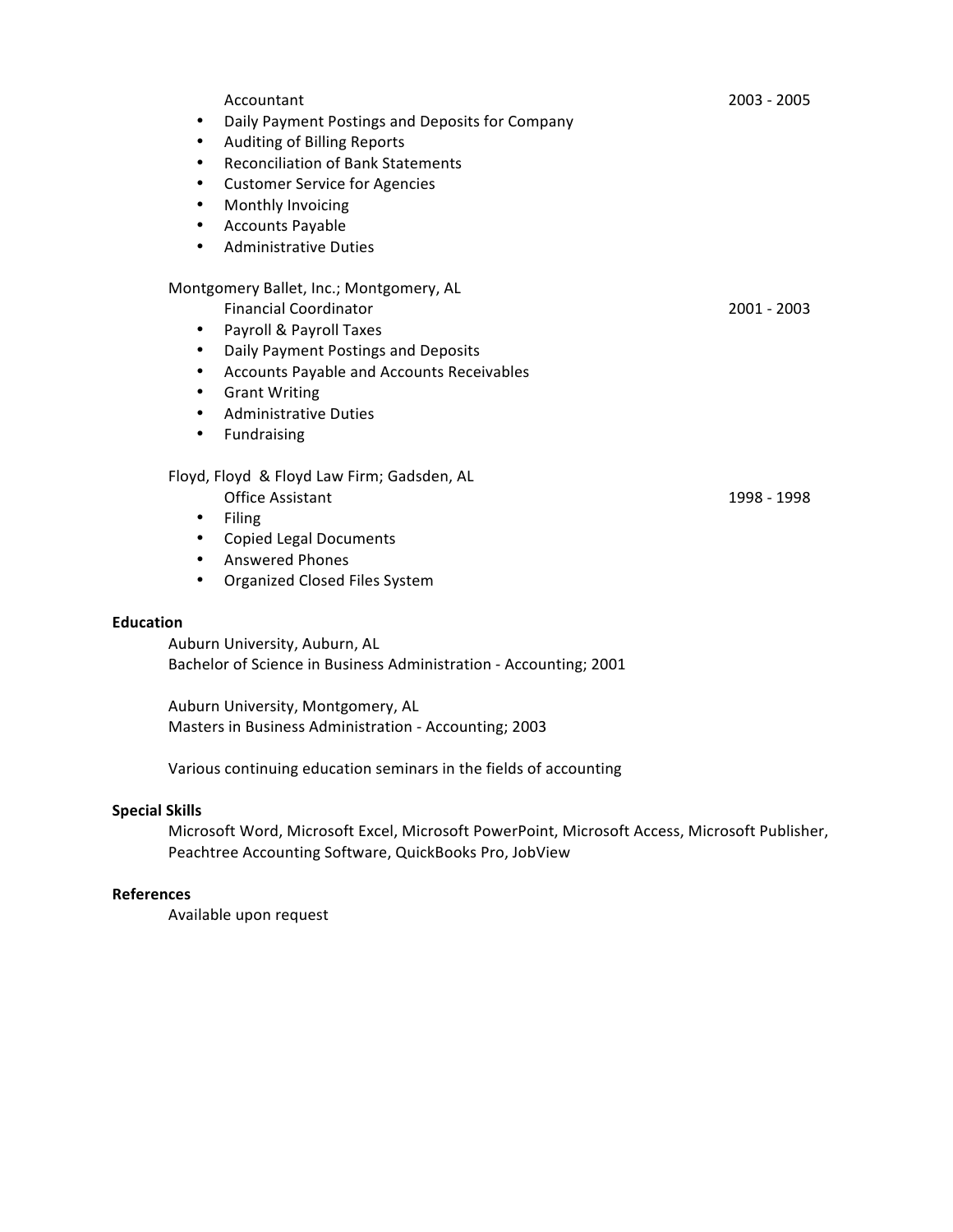Accountant 2003 - 2005

- Daily Payment Postings and Deposits for Company
- Auditing of Billing Reports
- Reconciliation of Bank Statements
- Customer Service for Agencies
- Monthly Invoicing
- Accounts Payable
- Administrative Duties

Montgomery Ballet, Inc.; Montgomery, AL

Financial Coordinator 2001 - 2003

- Payroll & Payroll Taxes
- Daily Payment Postings and Deposits
- Accounts Payable and Accounts Receivables
- Grant Writing
- Administrative Duties
- Fundraising

Floyd, Floyd & Floyd Law Firm; Gadsden, AL

Office Assistant 1998 - 1998

- Filing
- Copied Legal Documents
- Answered Phones
- Organized Closed Files System

**Education**

Auburn University, Auburn, AL
Bachelor of Science in Business Administration - Accounting; 2001

Auburn University, Montgomery, AL
Masters in Business Administration - Accounting; 2003

Various continuing education seminars in the fields of accounting

**Special Skills**

Microsoft Word, Microsoft Excel, Microsoft PowerPoint, Microsoft Access, Microsoft Publisher, Peachtree Accounting Software, QuickBooks Pro, JobView

**References**

Available upon request